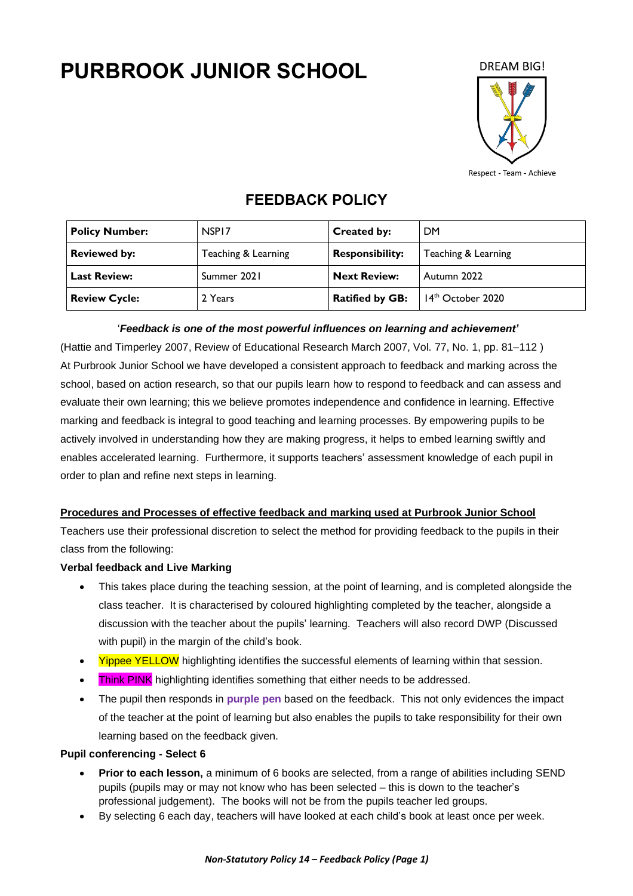# PURBROOK JUNIOR SCHOOL

DREAM BIG!

Respect - Team - Achieve

## FEEDBACK POLICY

| **Policy Number:** | NSP17 | **Created by:** | DM |
|---|---|---|---|
| **Reviewed by:** | Teaching & Learning | **Responsibility:** | Teaching & Learning |
| **Last Review:** | Summer 2021 | **Next Review:** | Autumn 2022 |
| **Review Cycle:** | 2 Years | **Ratified by GB:** | 14th October 2020 |

'***Feedback is one of the most powerful influences on learning and achievement'***

(Hattie and Timperley 2007, Review of Educational Research March 2007, Vol. 77, No. 1, pp. 81–112 )

At Purbrook Junior School we have developed a consistent approach to feedback and marking across the school, based on action research, so that our pupils learn how to respond to feedback and can assess and evaluate their own learning; this we believe promotes independence and confidence in learning. Effective marking and feedback is integral to good teaching and learning processes. By empowering pupils to be actively involved in understanding how they are making progress, it helps to embed learning swiftly and enables accelerated learning. Furthermore, it supports teachers' assessment knowledge of each pupil in order to plan and refine next steps in learning.

**Procedures and Processes of effective feedback and marking used at Purbrook Junior School**

Teachers use their professional discretion to select the method for providing feedback to the pupils in their class from the following:

**Verbal feedback and Live Marking**

- This takes place during the teaching session, at the point of learning, and is completed alongside the class teacher. It is characterised by coloured highlighting completed by the teacher, alongside a discussion with the teacher about the pupils' learning. Teachers will also record DWP (Discussed with pupil) in the margin of the child's book.
- Yippee YELLOW highlighting identifies the successful elements of learning within that session.
- Think PINK highlighting identifies something that either needs to be addressed.
- The pupil then responds in **purple pen** based on the feedback. This not only evidences the impact of the teacher at the point of learning but also enables the pupils to take responsibility for their own learning based on the feedback given.

**Pupil conferencing - Select 6**

- **Prior to each lesson,** a minimum of 6 books are selected, from a range of abilities including SEND pupils (pupils may or may not know who has been selected – this is down to the teacher's professional judgement). The books will not be from the pupils teacher led groups.
- By selecting 6 each day, teachers will have looked at each child's book at least once per week.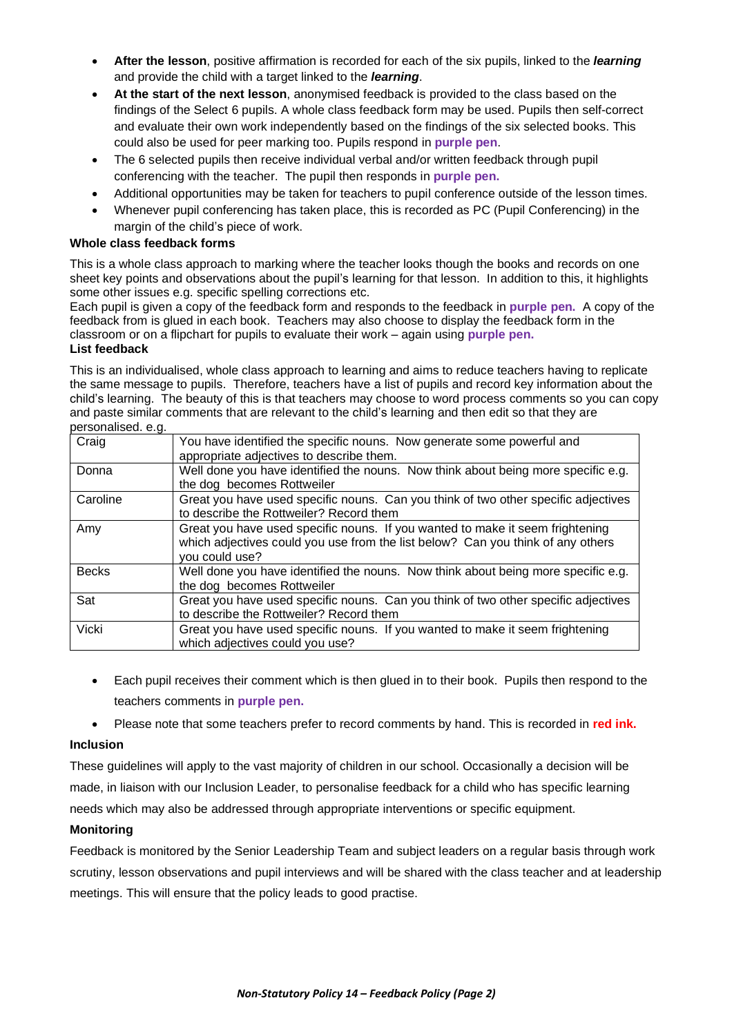- **After the lesson**, positive affirmation is recorded for each of the six pupils, linked to the ***learning*** and provide the child with a target linked to the ***learning***.
- **At the start of the next lesson**, anonymised feedback is provided to the class based on the findings of the Select 6 pupils. A whole class feedback form may be used. Pupils then self-correct and evaluate their own work independently based on the findings of the six selected books. This could also be used for peer marking too. Pupils respond in **purple pen**.
- The 6 selected pupils then receive individual verbal and/or written feedback through pupil conferencing with the teacher. The pupil then responds in **purple pen.**
- Additional opportunities may be taken for teachers to pupil conference outside of the lesson times.
- Whenever pupil conferencing has taken place, this is recorded as PC (Pupil Conferencing) in the margin of the child's piece of work.

**Whole class feedback forms**

This is a whole class approach to marking where the teacher looks though the books and records on one sheet key points and observations about the pupil's learning for that lesson. In addition to this, it highlights some other issues e.g. specific spelling corrections etc.

Each pupil is given a copy of the feedback form and responds to the feedback in **purple pen.** A copy of the feedback from is glued in each book. Teachers may also choose to display the feedback form in the classroom or on a flipchart for pupils to evaluate their work – again using **purple pen.**

**List feedback**

This is an individualised, whole class approach to learning and aims to reduce teachers having to replicate the same message to pupils. Therefore, teachers have a list of pupils and record key information about the child's learning. The beauty of this is that teachers may choose to word process comments so you can copy and paste similar comments that are relevant to the child's learning and then edit so that they are personalised. e.g.

| | |
|---|---|
| Craig | You have identified the specific nouns. Now generate some powerful and appropriate adjectives to describe them. |
| Donna | Well done you have identified the nouns. Now think about being more specific e.g. the dog becomes Rottweiler |
| Caroline | Great you have used specific nouns. Can you think of two other specific adjectives to describe the Rottweiler? Record them |
| Amy | Great you have used specific nouns. If you wanted to make it seem frightening which adjectives could you use from the list below? Can you think of any others you could use? |
| Becks | Well done you have identified the nouns. Now think about being more specific e.g. the dog becomes Rottweiler |
| Sat | Great you have used specific nouns. Can you think of two other specific adjectives to describe the Rottweiler? Record them |
| Vicki | Great you have used specific nouns. If you wanted to make it seem frightening which adjectives could you use? |

- Each pupil receives their comment which is then glued in to their book. Pupils then respond to the teachers comments in **purple pen.**
- Please note that some teachers prefer to record comments by hand. This is recorded in **red ink.**

**Inclusion**

These guidelines will apply to the vast majority of children in our school. Occasionally a decision will be made, in liaison with our Inclusion Leader, to personalise feedback for a child who has specific learning needs which may also be addressed through appropriate interventions or specific equipment.

**Monitoring**

Feedback is monitored by the Senior Leadership Team and subject leaders on a regular basis through work scrutiny, lesson observations and pupil interviews and will be shared with the class teacher and at leadership meetings. This will ensure that the policy leads to good practise.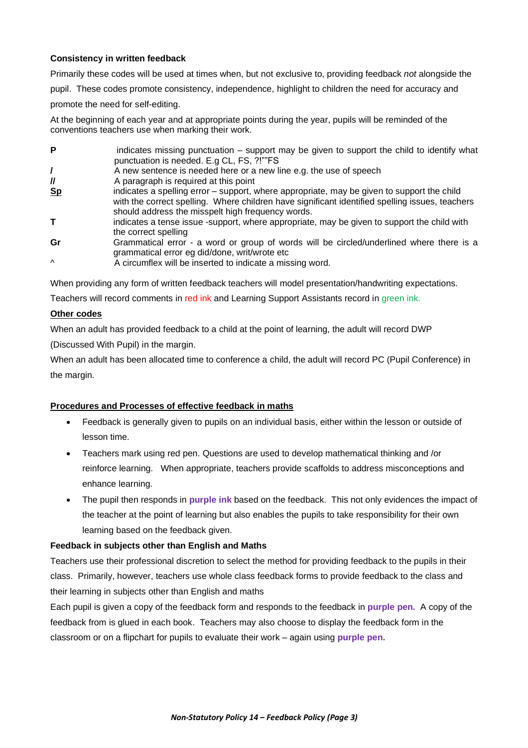**Consistency in written feedback**

Primarily these codes will be used at times when, but not exclusive to, providing feedback *not* alongside the pupil. These codes promote consistency, independence, highlight to children the need for accuracy and promote the need for self-editing.

At the beginning of each year and at appropriate points during the year, pupils will be reminded of the conventions teachers use when marking their work.

| | |
|---|---|
| **P** | indicates missing punctuation – support may be given to support the child to identify what punctuation is needed. E.g CL, FS, ?!""FS |
| **/** | A new sentence is needed here or a new line e.g. the use of speech |
| **//** | A paragraph is required at this point |
| **<u>Sp</u>** | indicates a spelling error – support, where appropriate, may be given to support the child with the correct spelling. Where children have significant identified spelling issues, teachers should address the misspelt high frequency words. |
| **T** | indicates a tense issue -support, where appropriate, may be given to support the child with the correct spelling |
| **Gr** | Grammatical error - a word or group of words will be circled/underlined where there is a grammatical error eg did/done, writ/wrote etc |
| **^** | A circumflex will be inserted to indicate a missing word. |

When providing any form of written feedback teachers will model presentation/handwriting expectations.

Teachers will record comments in red ink and Learning Support Assistants record in green ink.

**<u>Other codes</u>**

When an adult has provided feedback to a child at the point of learning, the adult will record DWP (Discussed With Pupil) in the margin.

When an adult has been allocated time to conference a child, the adult will record PC (Pupil Conference) in the margin.

**<u>Procedures and Processes of effective feedback in maths</u>**

- Feedback is generally given to pupils on an individual basis, either within the lesson or outside of lesson time.
- Teachers mark using red pen. Questions are used to develop mathematical thinking and /or reinforce learning. When appropriate, teachers provide scaffolds to address misconceptions and enhance learning.
- The pupil then responds in **purple ink** based on the feedback. This not only evidences the impact of the teacher at the point of learning but also enables the pupils to take responsibility for their own learning based on the feedback given.

**Feedback in subjects other than English and Maths**

Teachers use their professional discretion to select the method for providing feedback to the pupils in their class. Primarily, however, teachers use whole class feedback forms to provide feedback to the class and their learning in subjects other than English and maths

Each pupil is given a copy of the feedback form and responds to the feedback in **purple pen.** A copy of the feedback from is glued in each book. Teachers may also choose to display the feedback form in the classroom or on a flipchart for pupils to evaluate their work – again using **purple pen.**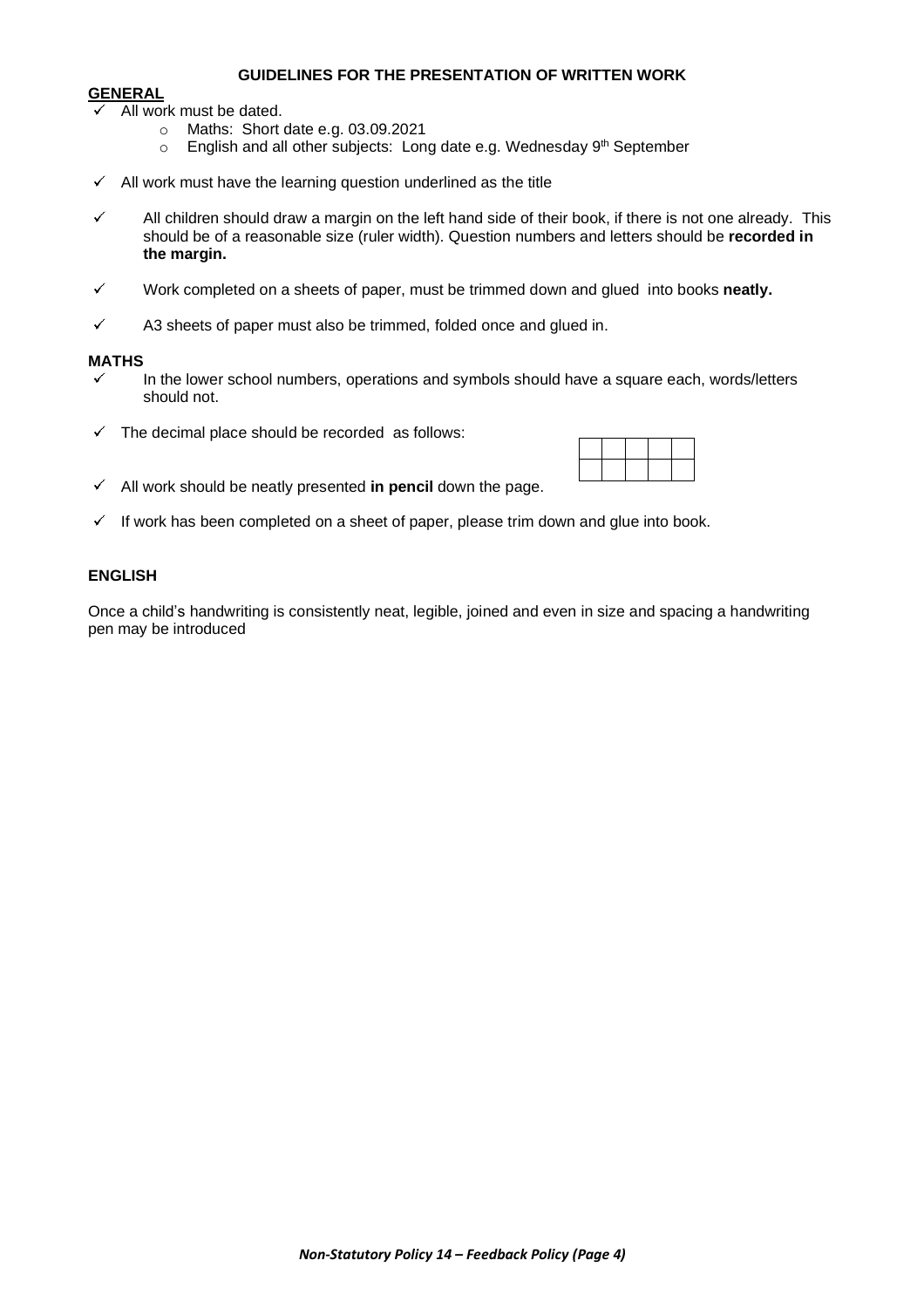**GUIDELINES FOR THE PRESENTATION OF WRITTEN WORK**

**GENERAL**

- All work must be dated.
  - Maths: Short date e.g. 03.09.2021
  - English and all other subjects: Long date e.g. Wednesday 9th September
- All work must have the learning question underlined as the title
- All children should draw a margin on the left hand side of their book, if there is not one already. This should be of a reasonable size (ruler width). Question numbers and letters should be **recorded in the margin.**
- Work completed on a sheets of paper, must be trimmed down and glued into books **neatly.**
- A3 sheets of paper must also be trimmed, folded once and glued in.

**MATHS**

- In the lower school numbers, operations and symbols should have a square each, words/letters should not.
- The decimal place should be recorded as follows:

| | | | | |
|---|---|---|---|---|
| | | | | |

- All work should be neatly presented **in pencil** down the page.
- If work has been completed on a sheet of paper, please trim down and glue into book.

**ENGLISH**

Once a child's handwriting is consistently neat, legible, joined and even in size and spacing a handwriting pen may be introduced